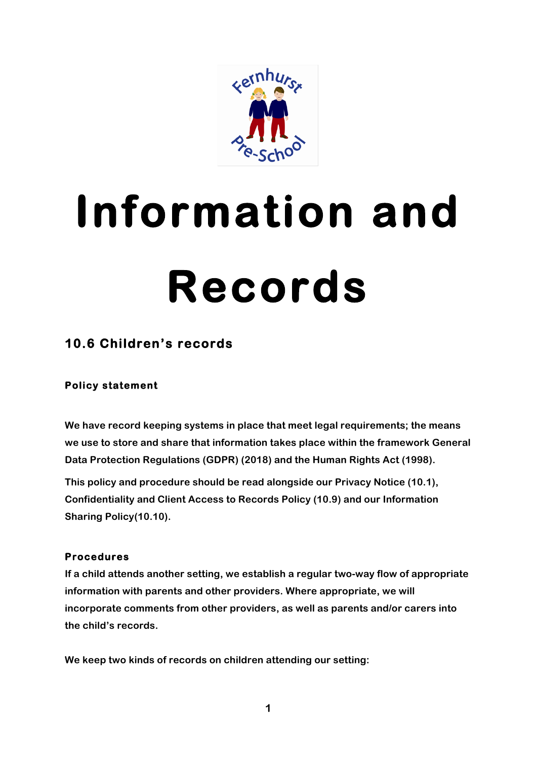# Information and Records

## 10.6 Children's records

### Policy statement

We have record keeping systems in place that meet legal requirements; the means we use to store and share that information takes place within the framework General Data Protection Regulations (GDPR) (2018) and the Human Rights Act (1998).

This policy and procedure should be read alongside our Privacy Notice (10.1), Confidentiality and Client Access to Records Policy (10.9) and our Information Sharing Policy(10.10).

### Procedures

If a child attends another setting, we establish a regular two-way flow of appropriate information with parents and other providers. Where appropriate, we will incorporate comments from other providers, as well as parents and/or carers into the child's records.

We keep two kinds of records on children attending our setting: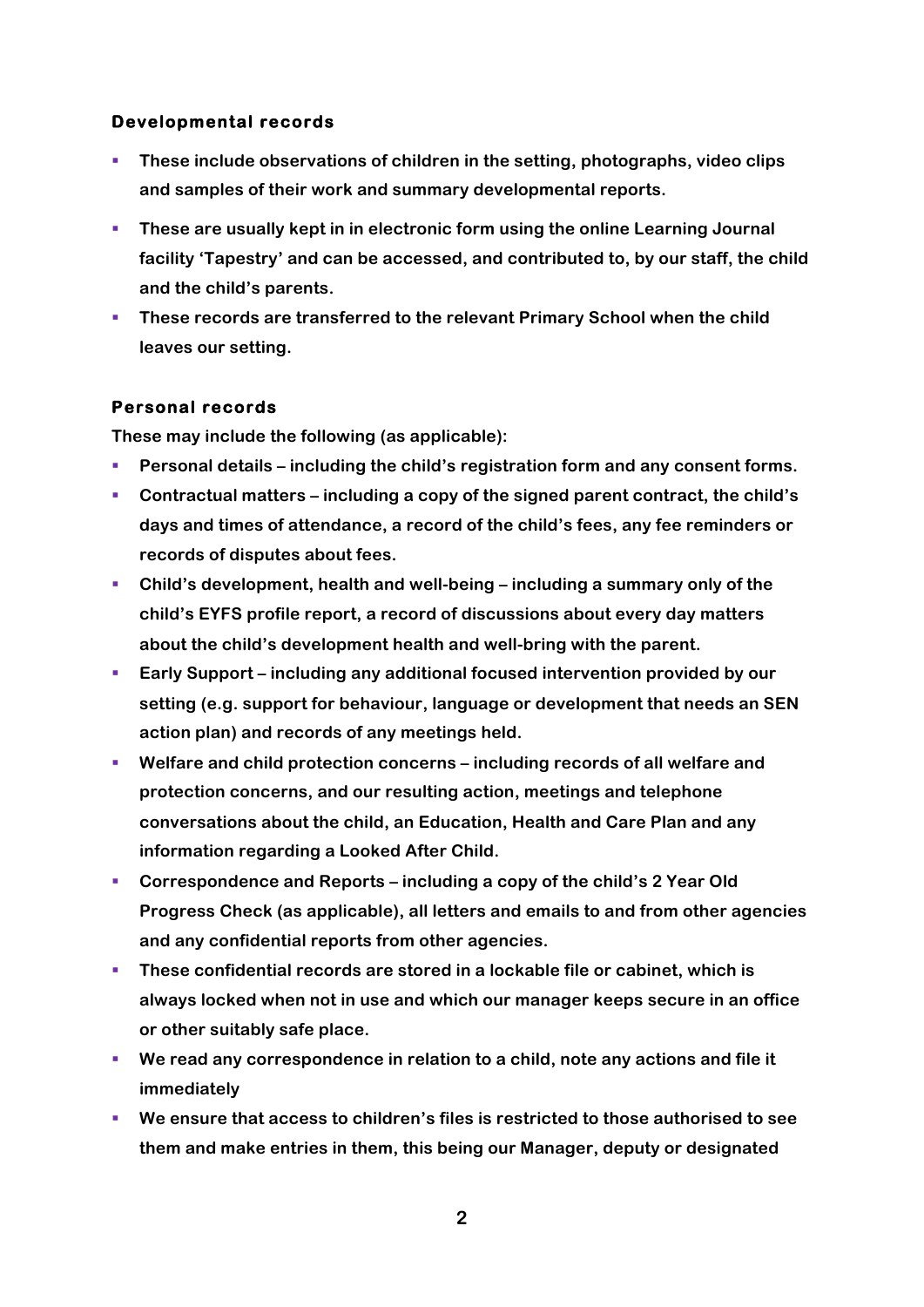### Developmental records

- These include observations of children in the setting, photographs, video clips and samples of their work and summary developmental reports.
- These are usually kept in in electronic form using the online Learning Journal facility 'Tapestry' and can be accessed, and contributed to, by our staff, the child and the child's parents.
- These records are transferred to the relevant Primary School when the child leaves our setting.

### Personal records

These may include the following (as applicable):

- Personal details – including the child's registration form and any consent forms.
- Contractual matters – including a copy of the signed parent contract, the child's days and times of attendance, a record of the child's fees, any fee reminders or records of disputes about fees.
- Child's development, health and well-being – including a summary only of the child's EYFS profile report, a record of discussions about every day matters about the child's development health and well-bring with the parent.
- Early Support – including any additional focused intervention provided by our setting (e.g. support for behaviour, language or development that needs an SEN action plan) and records of any meetings held.
- Welfare and child protection concerns – including records of all welfare and protection concerns, and our resulting action, meetings and telephone conversations about the child, an Education, Health and Care Plan and any information regarding a Looked After Child.
- Correspondence and Reports – including a copy of the child's 2 Year Old Progress Check (as applicable), all letters and emails to and from other agencies and any confidential reports from other agencies.
- These confidential records are stored in a lockable file or cabinet, which is always locked when not in use and which our manager keeps secure in an office or other suitably safe place.
- We read any correspondence in relation to a child, note any actions and file it immediately
- We ensure that access to children's files is restricted to those authorised to see them and make entries in them, this being our Manager, deputy or designated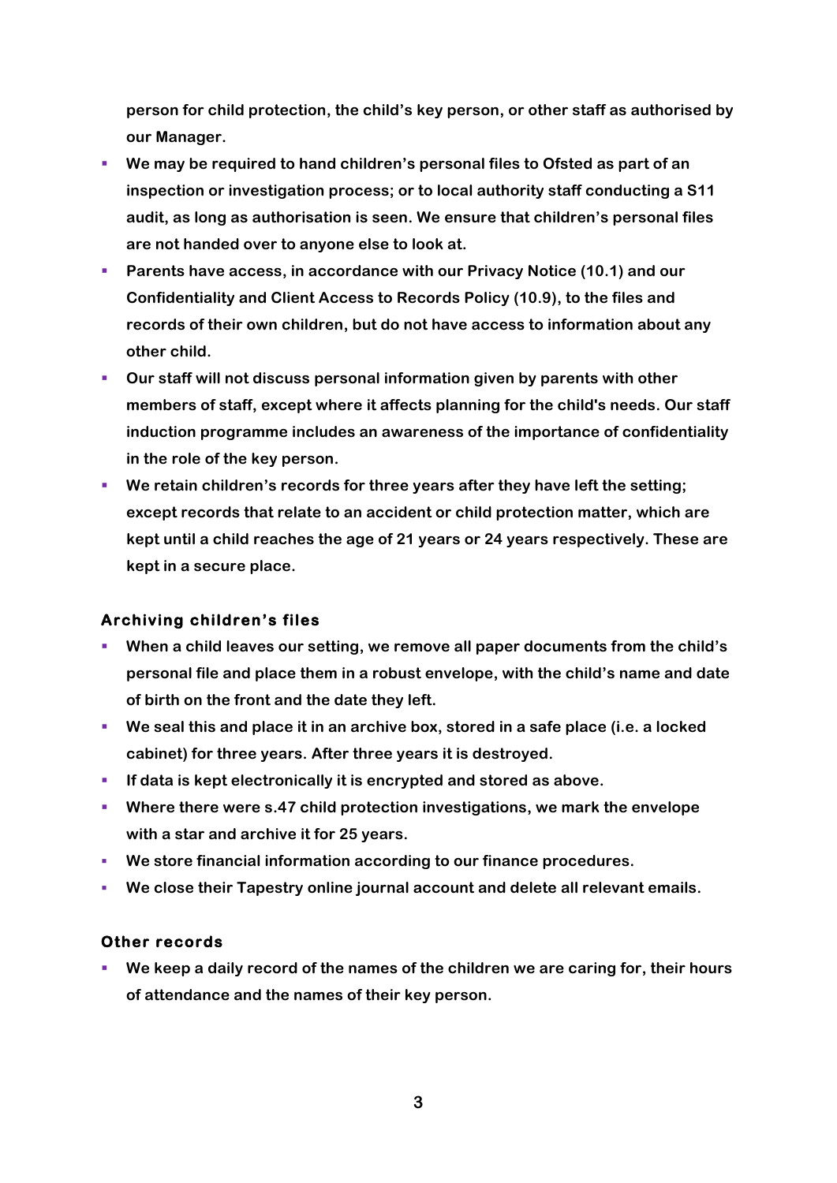person for child protection, the child's key person, or other staff as authorised by our Manager.

- We may be required to hand children's personal files to Ofsted as part of an inspection or investigation process; or to local authority staff conducting a S11 audit, as long as authorisation is seen. We ensure that children's personal files are not handed over to anyone else to look at.
- Parents have access, in accordance with our Privacy Notice (10.1) and our Confidentiality and Client Access to Records Policy (10.9), to the files and records of their own children, but do not have access to information about any other child.
- Our staff will not discuss personal information given by parents with other members of staff, except where it affects planning for the child's needs. Our staff induction programme includes an awareness of the importance of confidentiality in the role of the key person.
- We retain children's records for three years after they have left the setting; except records that relate to an accident or child protection matter, which are kept until a child reaches the age of 21 years or 24 years respectively. These are kept in a secure place.

### Archiving children's files

- When a child leaves our setting, we remove all paper documents from the child's personal file and place them in a robust envelope, with the child's name and date of birth on the front and the date they left.
- We seal this and place it in an archive box, stored in a safe place (i.e. a locked cabinet) for three years. After three years it is destroyed.
- If data is kept electronically it is encrypted and stored as above.
- Where there were s.47 child protection investigations, we mark the envelope with a star and archive it for 25 years.
- We store financial information according to our finance procedures.
- We close their Tapestry online journal account and delete all relevant emails.

### Other records

- We keep a daily record of the names of the children we are caring for, their hours of attendance and the names of their key person.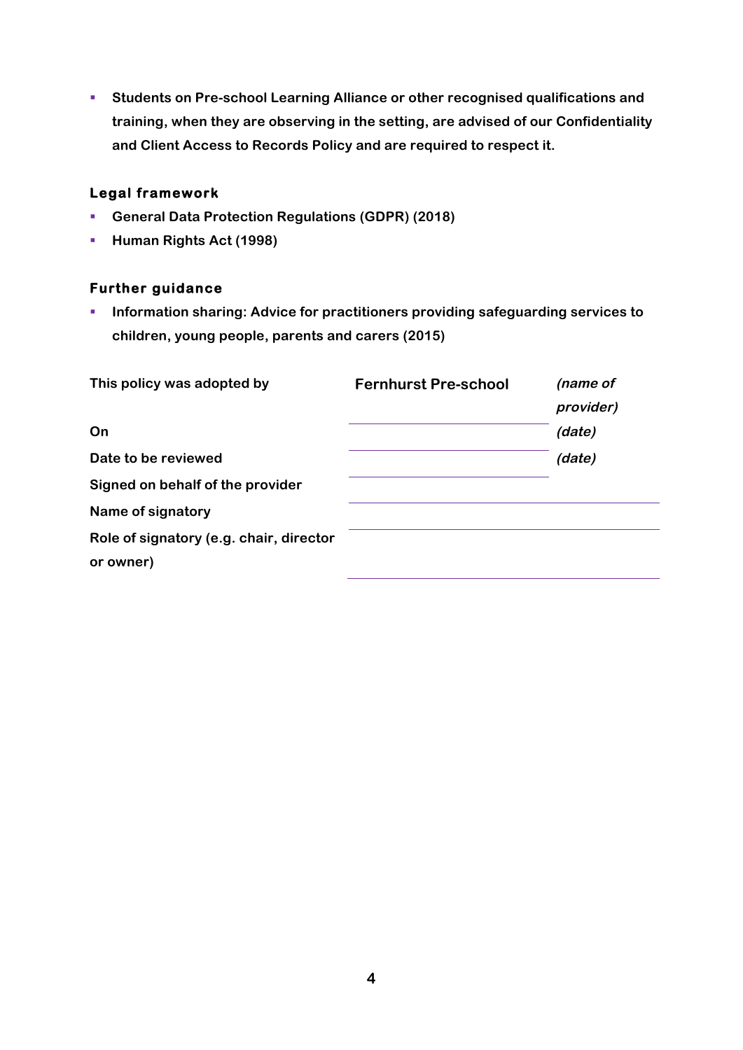- **Students on Pre-school Learning Alliance or other recognised qualifications and training, when they are observing in the setting, are advised of our Confidentiality and Client Access to Records Policy and are required to respect it.**

### Legal framework

- **General Data Protection Regulations (GDPR) (2018)**
- **Human Rights Act (1998)**

### Further guidance

- **Information sharing: Advice for practitioners providing safeguarding services to children, young people, parents and carers (2015)**

| | | |
|---|---|---|
| **This policy was adopted by** | Fernhurst Pre-school | ***(name of provider)*** |
| **On** | | ***(date)*** |
| **Date to be reviewed** | | ***(date)*** |
| **Signed on behalf of the provider** | | |
| **Name of signatory** | | |
| **Role of signatory (e.g. chair, director or owner)** | | |